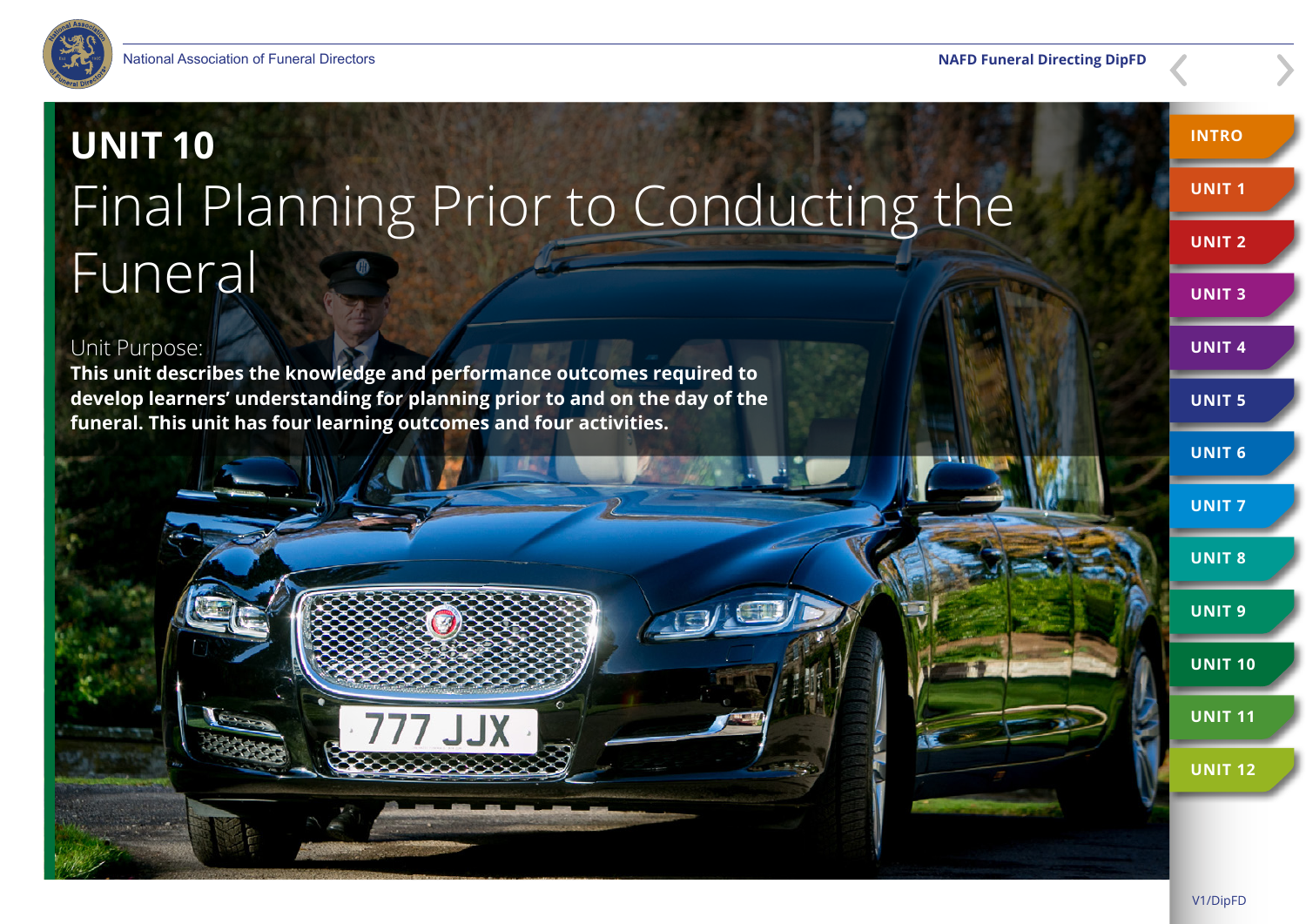# UNIT 10

## Final Planning Prior to Conducting the Funeral

Unit Purpose:

**This unit describes the knowledge and performance outcomes required to develop learners' understanding for planning prior to and on the day of the funeral. This unit has four learning outcomes and four activities.**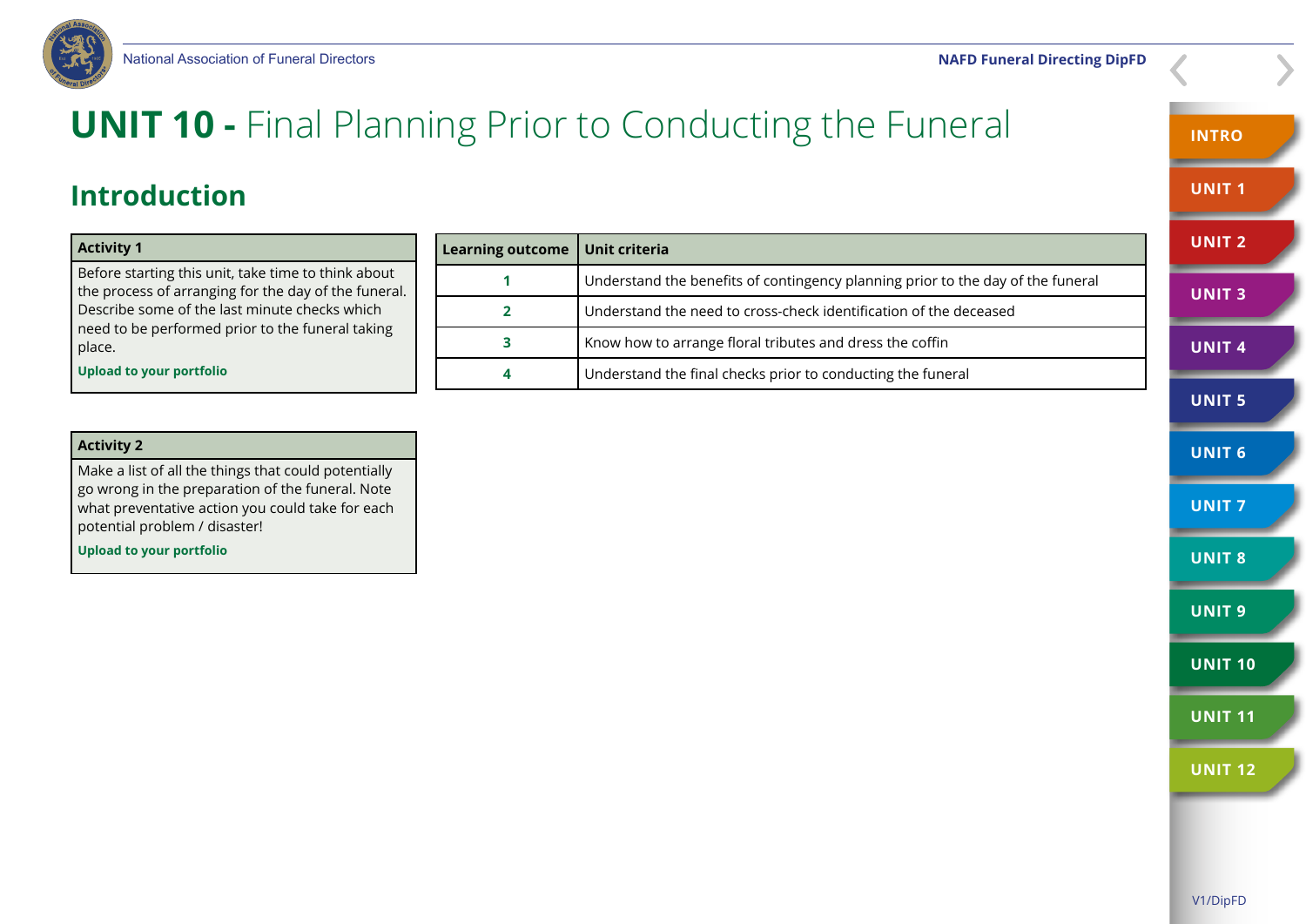# UNIT 10 - Final Planning Prior to Conducting the Funeral

## Introduction

**Activity 1**

Before starting this unit, take time to think about the process of arranging for the day of the funeral. Describe some of the last minute checks which need to be performed prior to the funeral taking place.

**Upload to your portfolio**

**Activity 2**

Make a list of all the things that could potentially go wrong in the preparation of the funeral. Note what preventative action you could take for each potential problem / disaster!

**Upload to your portfolio**

| Learning outcome | Unit criteria |
| --- | --- |
| 1 | Understand the benefits of contingency planning prior to the day of the funeral |
| 2 | Understand the need to cross-check identification of the deceased |
| 3 | Know how to arrange floral tributes and dress the coffin |
| 4 | Understand the final checks prior to conducting the funeral |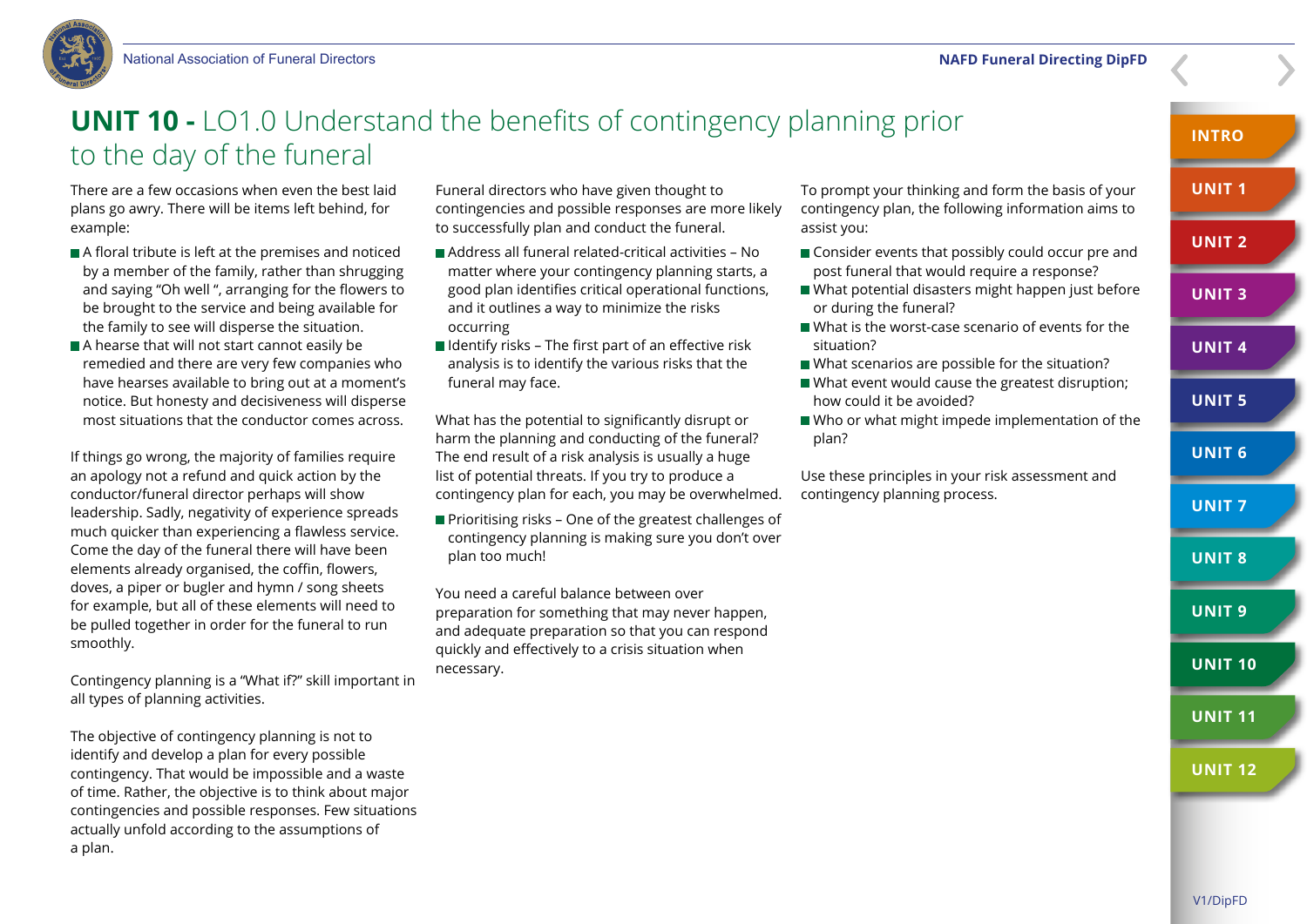# UNIT 10 - LO1.0 Understand the benefits of contingency planning prior to the day of the funeral

There are a few occasions when even the best laid plans go awry. There will be items left behind, for example:

- A floral tribute is left at the premises and noticed by a member of the family, rather than shrugging and saying "Oh well ", arranging for the flowers to be brought to the service and being available for the family to see will disperse the situation.
- A hearse that will not start cannot easily be remedied and there are very few companies who have hearses available to bring out at a moment's notice. But honesty and decisiveness will disperse most situations that the conductor comes across.

If things go wrong, the majority of families require an apology not a refund and quick action by the conductor/funeral director perhaps will show leadership. Sadly, negativity of experience spreads much quicker than experiencing a flawless service. Come the day of the funeral there will have been elements already organised, the coffin, flowers, doves, a piper or bugler and hymn / song sheets for example, but all of these elements will need to be pulled together in order for the funeral to run smoothly.

Contingency planning is a "What if?" skill important in all types of planning activities.

The objective of contingency planning is not to identify and develop a plan for every possible contingency. That would be impossible and a waste of time. Rather, the objective is to think about major contingencies and possible responses. Few situations actually unfold according to the assumptions of a plan.

Funeral directors who have given thought to contingencies and possible responses are more likely to successfully plan and conduct the funeral.

- Address all funeral related-critical activities – No matter where your contingency planning starts, a good plan identifies critical operational functions, and it outlines a way to minimize the risks occurring
- Identify risks – The first part of an effective risk analysis is to identify the various risks that the funeral may face.

What has the potential to significantly disrupt or harm the planning and conducting of the funeral? The end result of a risk analysis is usually a huge list of potential threats. If you try to produce a contingency plan for each, you may be overwhelmed.

- Prioritising risks – One of the greatest challenges of contingency planning is making sure you don't over plan too much!

You need a careful balance between over preparation for something that may never happen, and adequate preparation so that you can respond quickly and effectively to a crisis situation when necessary.

To prompt your thinking and form the basis of your contingency plan, the following information aims to assist you:

- Consider events that possibly could occur pre and post funeral that would require a response?
- What potential disasters might happen just before or during the funeral?
- What is the worst-case scenario of events for the situation?
- What scenarios are possible for the situation?
- What event would cause the greatest disruption; how could it be avoided?
- Who or what might impede implementation of the plan?

Use these principles in your risk assessment and contingency planning process.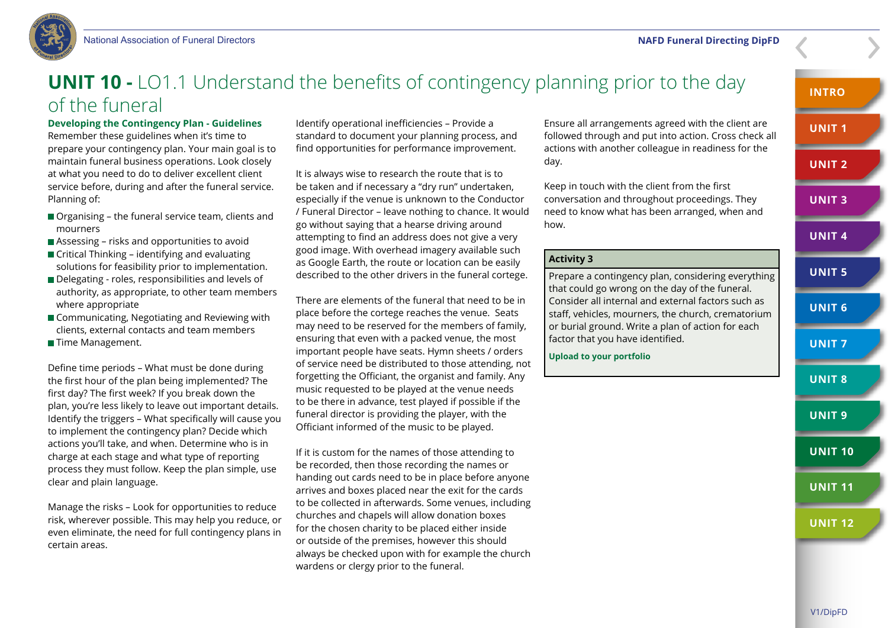# UNIT 10 - LO1.1 Understand the benefits of contingency planning prior to the day of the funeral

### Developing the Contingency Plan - Guidelines

Remember these guidelines when it's time to prepare your contingency plan. Your main goal is to maintain funeral business operations. Look closely at what you need to do to deliver excellent client service before, during and after the funeral service. Planning of:

- Organising – the funeral service team, clients and mourners
- Assessing – risks and opportunities to avoid
- Critical Thinking – identifying and evaluating solutions for feasibility prior to implementation.
- Delegating - roles, responsibilities and levels of authority, as appropriate, to other team members where appropriate
- Communicating, Negotiating and Reviewing with clients, external contacts and team members
- Time Management.

Define time periods – What must be done during the first hour of the plan being implemented? The first day? The first week? If you break down the plan, you're less likely to leave out important details. Identify the triggers – What specifically will cause you to implement the contingency plan? Decide which actions you'll take, and when. Determine who is in charge at each stage and what type of reporting process they must follow. Keep the plan simple, use clear and plain language.

Manage the risks – Look for opportunities to reduce risk, wherever possible. This may help you reduce, or even eliminate, the need for full contingency plans in certain areas.

Identify operational inefficiencies – Provide a standard to document your planning process, and find opportunities for performance improvement.

It is always wise to research the route that is to be taken and if necessary a "dry run" undertaken, especially if the venue is unknown to the Conductor / Funeral Director – leave nothing to chance. It would go without saying that a hearse driving around attempting to find an address does not give a very good image. With overhead imagery available such as Google Earth, the route or location can be easily described to the other drivers in the funeral cortege.

There are elements of the funeral that need to be in place before the cortege reaches the venue. Seats may need to be reserved for the members of family, ensuring that even with a packed venue, the most important people have seats. Hymn sheets / orders of service need be distributed to those attending, not forgetting the Officiant, the organist and family. Any music requested to be played at the venue needs to be there in advance, test played if possible if the funeral director is providing the player, with the Officiant informed of the music to be played.

If it is custom for the names of those attending to be recorded, then those recording the names or handing out cards need to be in place before anyone arrives and boxes placed near the exit for the cards to be collected in afterwards. Some venues, including churches and chapels will allow donation boxes for the chosen charity to be placed either inside or outside of the premises, however this should always be checked upon with for example the church wardens or clergy prior to the funeral.

Ensure all arrangements agreed with the client are followed through and put into action. Cross check all actions with another colleague in readiness for the day.

Keep in touch with the client from the first conversation and throughout proceedings. They need to know what has been arranged, when and how.

**Activity 3**

Prepare a contingency plan, considering everything that could go wrong on the day of the funeral. Consider all internal and external factors such as staff, vehicles, mourners, the church, crematorium or burial ground. Write a plan of action for each factor that you have identified.

**Upload to your portfolio**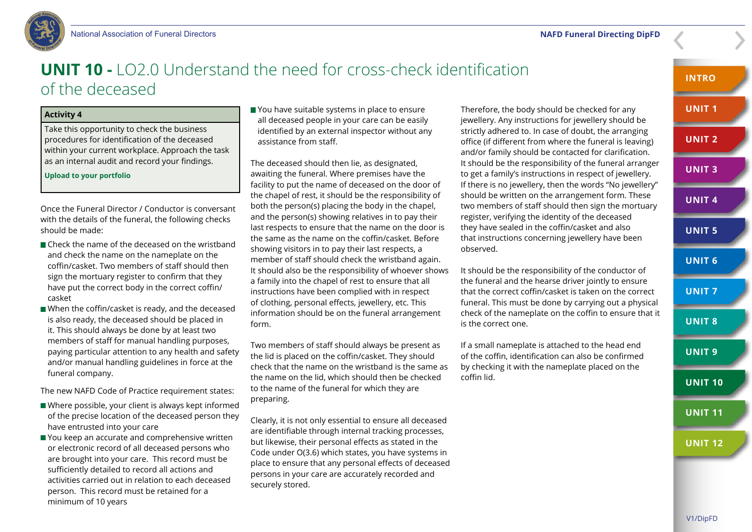# UNIT 10 - LO2.0 Understand the need for cross-check identification of the deceased

**Activity 4**

Take this opportunity to check the business procedures for identification of the deceased within your current workplace. Approach the task as an internal audit and record your findings.

**Upload to your portfolio**

Once the Funeral Director / Conductor is conversant with the details of the funeral, the following checks should be made:

- Check the name of the deceased on the wristband and check the name on the nameplate on the coffin/casket. Two members of staff should then sign the mortuary register to confirm that they have put the correct body in the correct coffin/ casket
- When the coffin/casket is ready, and the deceased is also ready, the deceased should be placed in it. This should always be done by at least two members of staff for manual handling purposes, paying particular attention to any health and safety and/or manual handling guidelines in force at the funeral company.

The new NAFD Code of Practice requirement states:

- Where possible, your client is always kept informed of the precise location of the deceased person they have entrusted into your care
- You keep an accurate and comprehensive written or electronic record of all deceased persons who are brought into your care. This record must be sufficiently detailed to record all actions and activities carried out in relation to each deceased person. This record must be retained for a minimum of 10 years
- You have suitable systems in place to ensure all deceased people in your care can be easily identified by an external inspector without any assistance from staff.

The deceased should then lie, as designated, awaiting the funeral. Where premises have the facility to put the name of deceased on the door of the chapel of rest, it should be the responsibility of both the person(s) placing the body in the chapel, and the person(s) showing relatives in to pay their last respects to ensure that the name on the door is the same as the name on the coffin/casket. Before showing visitors in to pay their last respects, a member of staff should check the wristband again. It should also be the responsibility of whoever shows a family into the chapel of rest to ensure that all instructions have been complied with in respect of clothing, personal effects, jewellery, etc. This information should be on the funeral arrangement form.

Two members of staff should always be present as the lid is placed on the coffin/casket. They should check that the name on the wristband is the same as the name on the lid, which should then be checked to the name of the funeral for which they are preparing.

Clearly, it is not only essential to ensure all deceased are identifiable through internal tracking processes, but likewise, their personal effects as stated in the Code under O(3.6) which states, you have systems in place to ensure that any personal effects of deceased persons in your care are accurately recorded and securely stored.

Therefore, the body should be checked for any jewellery. Any instructions for jewellery should be strictly adhered to. In case of doubt, the arranging office (if different from where the funeral is leaving) and/or family should be contacted for clarification. It should be the responsibility of the funeral arranger to get a family's instructions in respect of jewellery. If there is no jewellery, then the words "No jewellery" should be written on the arrangement form. These two members of staff should then sign the mortuary register, verifying the identity of the deceased they have sealed in the coffin/casket and also that instructions concerning jewellery have been observed.

It should be the responsibility of the conductor of the funeral and the hearse driver jointly to ensure that the correct coffin/casket is taken on the correct funeral. This must be done by carrying out a physical check of the nameplate on the coffin to ensure that it is the correct one.

If a small nameplate is attached to the head end of the coffin, identification can also be confirmed by checking it with the nameplate placed on the coffin lid.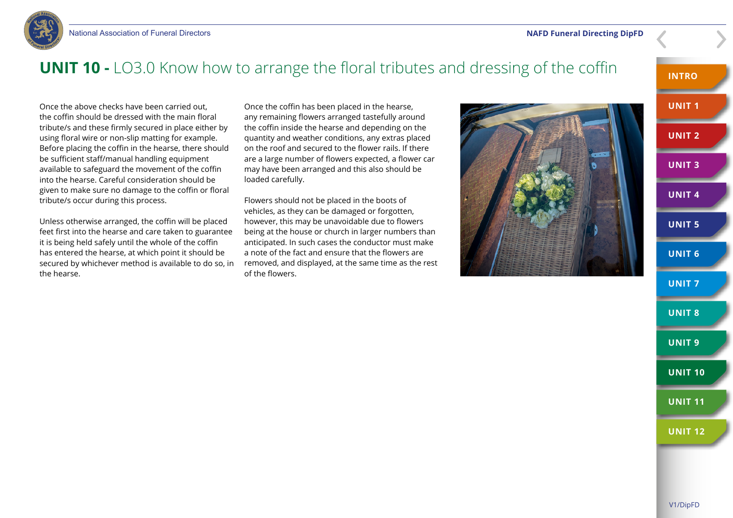# UNIT 10 - LO3.0 Know how to arrange the floral tributes and dressing of the coffin

Once the above checks have been carried out, the coffin should be dressed with the main floral tribute/s and these firmly secured in place either by using floral wire or non-slip matting for example. Before placing the coffin in the hearse, there should be sufficient staff/manual handling equipment available to safeguard the movement of the coffin into the hearse. Careful consideration should be given to make sure no damage to the coffin or floral tribute/s occur during this process.

Unless otherwise arranged, the coffin will be placed feet first into the hearse and care taken to guarantee it is being held safely until the whole of the coffin has entered the hearse, at which point it should be secured by whichever method is available to do so, in the hearse.

Once the coffin has been placed in the hearse, any remaining flowers arranged tastefully around the coffin inside the hearse and depending on the quantity and weather conditions, any extras placed on the roof and secured to the flower rails. If there are a large number of flowers expected, a flower car may have been arranged and this also should be loaded carefully.

Flowers should not be placed in the boots of vehicles, as they can be damaged or forgotten, however, this may be unavoidable due to flowers being at the house or church in larger numbers than anticipated. In such cases the conductor must make a note of the fact and ensure that the flowers are removed, and displayed, at the same time as the rest of the flowers.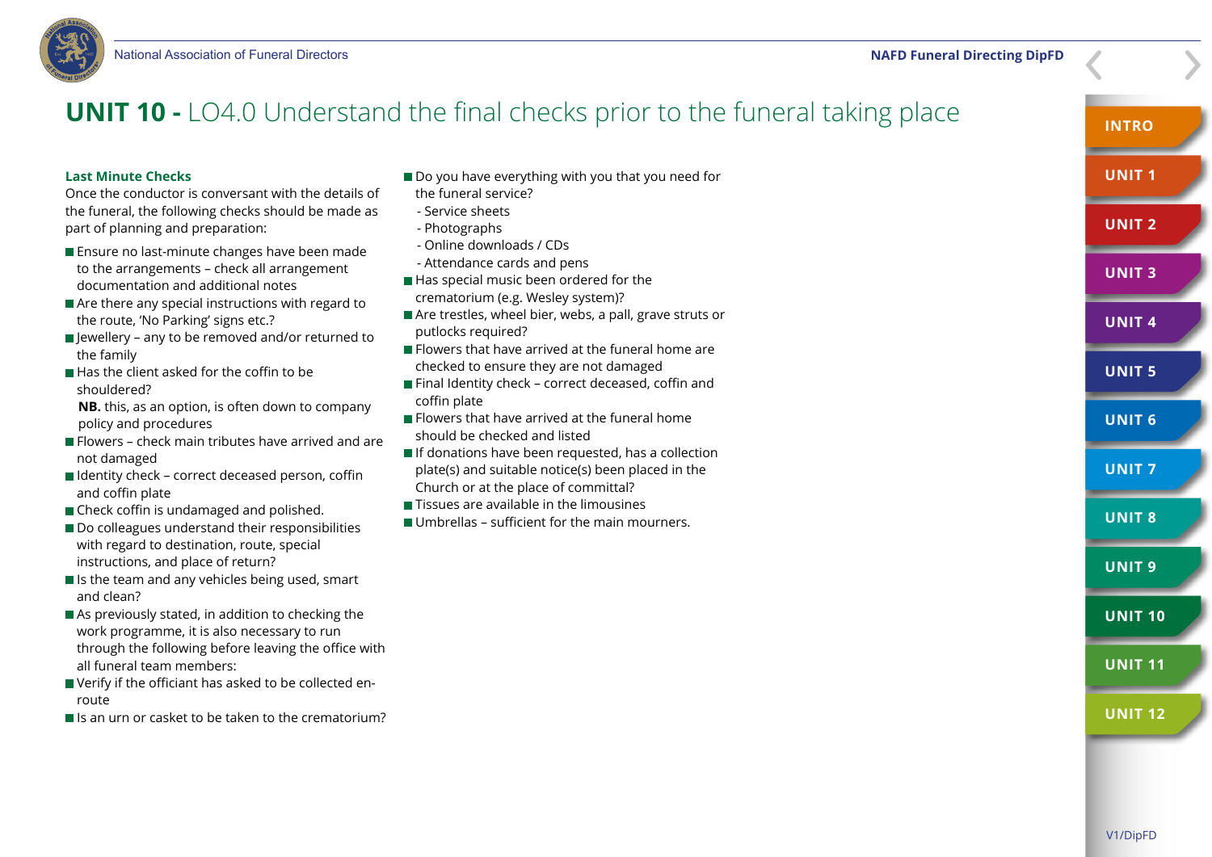# UNIT 10 - LO4.0 Understand the final checks prior to the funeral taking place

### Last Minute Checks

Once the conductor is conversant with the details of the funeral, the following checks should be made as part of planning and preparation:

- Ensure no last-minute changes have been made to the arrangements – check all arrangement documentation and additional notes
- Are there any special instructions with regard to the route, 'No Parking' signs etc.?
- Jewellery – any to be removed and/or returned to the family
- Has the client asked for the coffin to be shouldered?
  **NB.** this, as an option, is often down to company policy and procedures
- Flowers – check main tributes have arrived and are not damaged
- Identity check – correct deceased person, coffin and coffin plate
- Check coffin is undamaged and polished.
- Do colleagues understand their responsibilities with regard to destination, route, special instructions, and place of return?
- Is the team and any vehicles being used, smart and clean?
- As previously stated, in addition to checking the work programme, it is also necessary to run through the following before leaving the office with all funeral team members:
- Verify if the officiant has asked to be collected en-route
- Is an urn or casket to be taken to the crematorium?
- Do you have everything with you that you need for the funeral service?
  - Service sheets
  - Photographs
  - Online downloads / CDs
  - Attendance cards and pens
- Has special music been ordered for the crematorium (e.g. Wesley system)?
- Are trestles, wheel bier, webs, a pall, grave struts or putlocks required?
- Flowers that have arrived at the funeral home are checked to ensure they are not damaged
- Final Identity check – correct deceased, coffin and coffin plate
- Flowers that have arrived at the funeral home should be checked and listed
- If donations have been requested, has a collection plate(s) and suitable notice(s) been placed in the Church or at the place of committal?
- Tissues are available in the limousines
- Umbrellas – sufficient for the main mourners.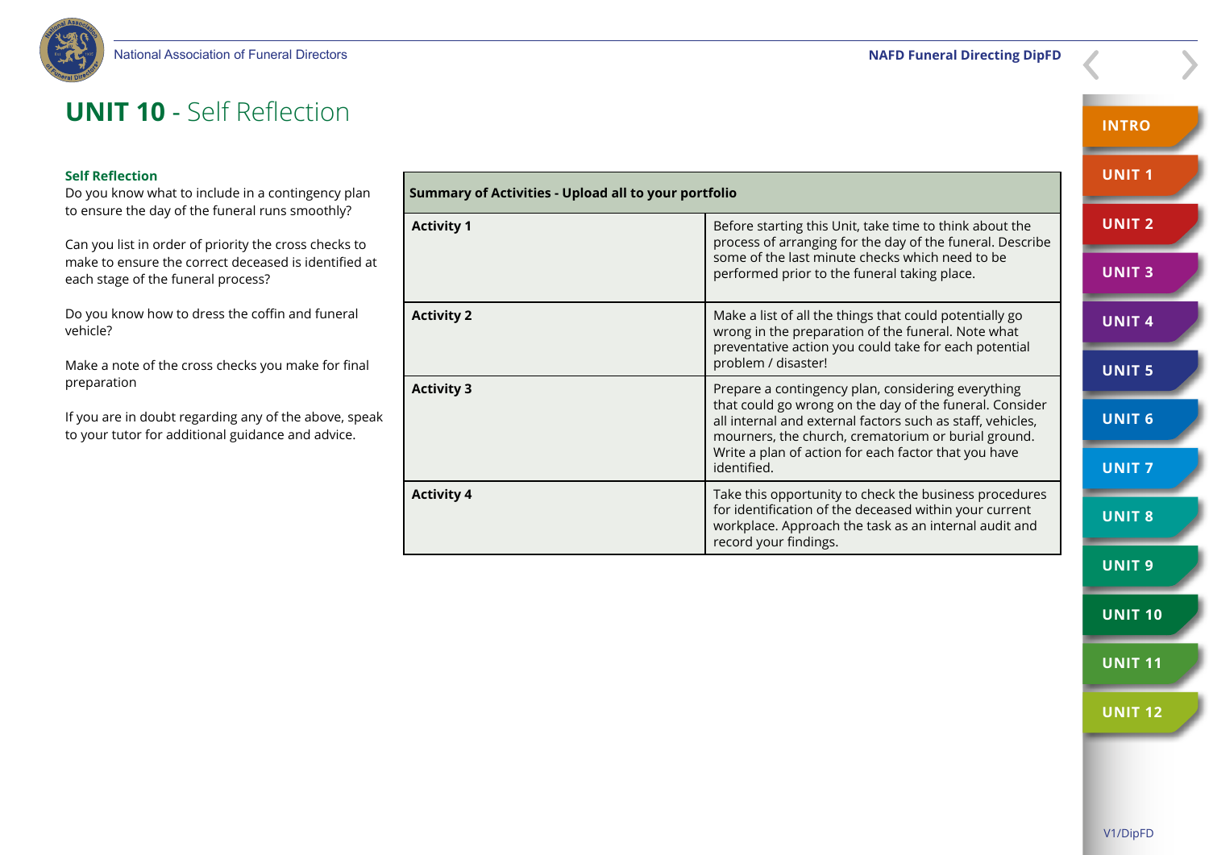# UNIT 10 - Self Reflection

### Self Reflection

Do you know what to include in a contingency plan to ensure the day of the funeral runs smoothly?

Can you list in order of priority the cross checks to make to ensure the correct deceased is identified at each stage of the funeral process?

Do you know how to dress the coffin and funeral vehicle?

Make a note of the cross checks you make for final preparation

If you are in doubt regarding any of the above, speak to your tutor for additional guidance and advice.

| **Summary of Activities - Upload all to your portfolio** | |
|---|---|
| **Activity 1** | Before starting this Unit, take time to think about the process of arranging for the day of the funeral. Describe some of the last minute checks which need to be performed prior to the funeral taking place. |
| **Activity 2** | Make a list of all the things that could potentially go wrong in the preparation of the funeral. Note what preventative action you could take for each potential problem / disaster! |
| **Activity 3** | Prepare a contingency plan, considering everything that could go wrong on the day of the funeral. Consider all internal and external factors such as staff, vehicles, mourners, the church, crematorium or burial ground. Write a plan of action for each factor that you have identified. |
| **Activity 4** | Take this opportunity to check the business procedures for identification of the deceased within your current workplace. Approach the task as an internal audit and record your findings. |